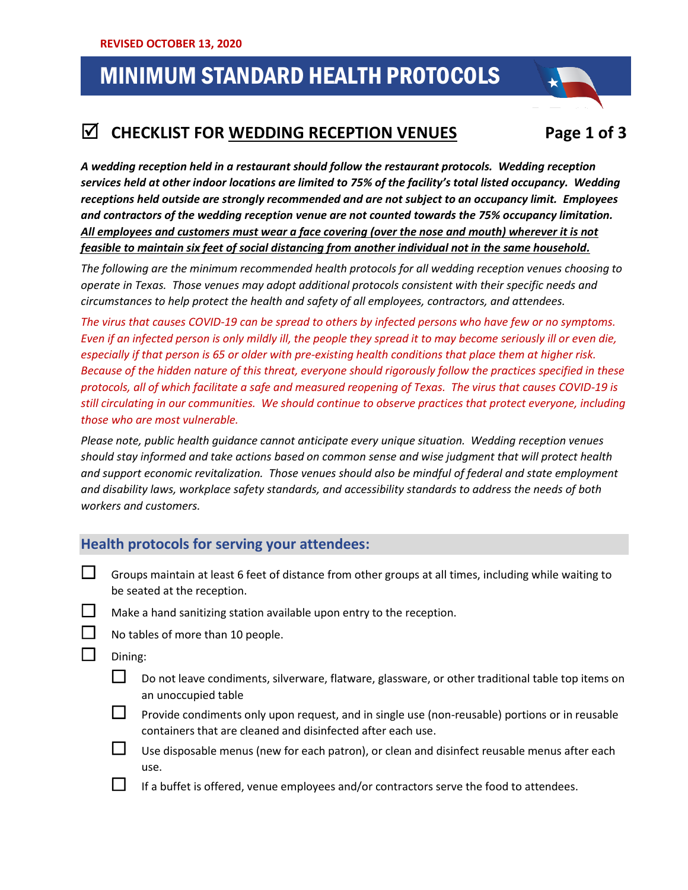REVISED OCTOBER 13, 2020

# MINIMUM STANDARD HEALTH PROTOCOLS

## ☑ CHECKLIST FOR WEDDING RECEPTION VENUES

***A wedding reception held in a restaurant should follow the restaurant protocols. Wedding reception services held at other indoor locations are limited to 75% of the facility's total listed occupancy. Wedding receptions held outside are strongly recommended and are not subject to an occupancy limit. Employees and contractors of the wedding reception venue are not counted towards the 75% occupancy limitation. <u>All employees and customers must wear a face covering (over the nose and mouth) wherever it is not feasible to maintain six feet of social distancing from another individual not in the same household.</u>***

*The following are the minimum recommended health protocols for all wedding reception venues choosing to operate in Texas. Those venues may adopt additional protocols consistent with their specific needs and circumstances to help protect the health and safety of all employees, contractors, and attendees.*

*The virus that causes COVID-19 can be spread to others by infected persons who have few or no symptoms. Even if an infected person is only mildly ill, the people they spread it to may become seriously ill or even die, especially if that person is 65 or older with pre-existing health conditions that place them at higher risk. Because of the hidden nature of this threat, everyone should rigorously follow the practices specified in these protocols, all of which facilitate a safe and measured reopening of Texas. The virus that causes COVID-19 is still circulating in our communities. We should continue to observe practices that protect everyone, including those who are most vulnerable.*

*Please note, public health guidance cannot anticipate every unique situation. Wedding reception venues should stay informed and take actions based on common sense and wise judgment that will protect health and support economic revitalization. Those venues should also be mindful of federal and state employment and disability laws, workplace safety standards, and accessibility standards to address the needs of both workers and customers.*

### Health protocols for serving your attendees:

- ☐ Groups maintain at least 6 feet of distance from other groups at all times, including while waiting to be seated at the reception.
- ☐ Make a hand sanitizing station available upon entry to the reception.
- ☐ No tables of more than 10 people.
- ☐ Dining:
  - ☐ Do not leave condiments, silverware, flatware, glassware, or other traditional table top items on an unoccupied table
  - ☐ Provide condiments only upon request, and in single use (non-reusable) portions or in reusable containers that are cleaned and disinfected after each use.
  - ☐ Use disposable menus (new for each patron), or clean and disinfect reusable menus after each use.
  - ☐ If a buffet is offered, venue employees and/or contractors serve the food to attendees.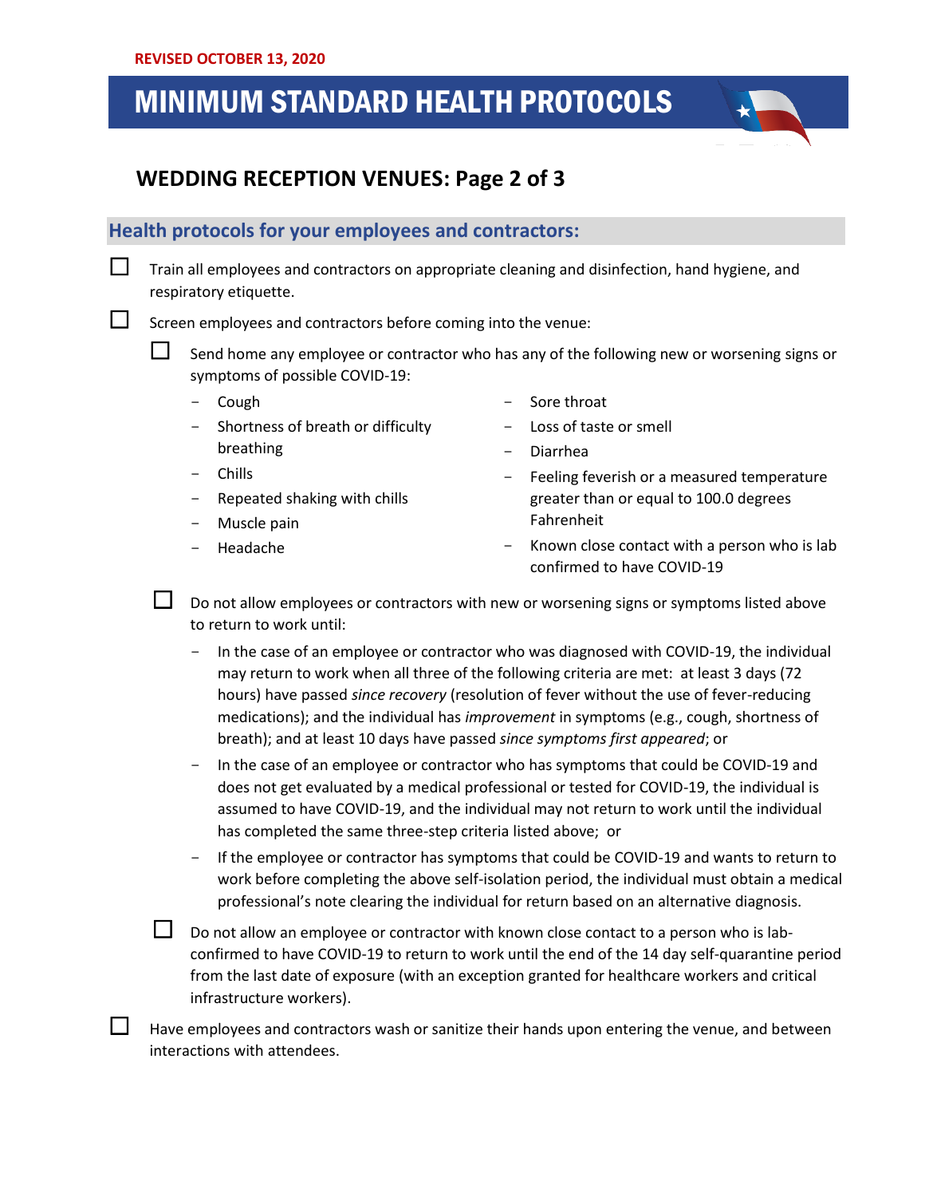REVISED OCTOBER 13, 2020

# MINIMUM STANDARD HEALTH PROTOCOLS

## WEDDING RECEPTION VENUES: Page 2 of 3

### Health protocols for your employees and contractors:

- [ ] Train all employees and contractors on appropriate cleaning and disinfection, hand hygiene, and respiratory etiquette.
- [ ] Screen employees and contractors before coming into the venue:
  - [ ] Send home any employee or contractor who has any of the following new or worsening signs or symptoms of possible COVID-19:
    - Cough
    - Shortness of breath or difficulty breathing
    - Chills
    - Repeated shaking with chills
    - Muscle pain
    - Headache
    - Sore throat
    - Loss of taste or smell
    - Diarrhea
    - Feeling feverish or a measured temperature greater than or equal to 100.0 degrees Fahrenheit
    - Known close contact with a person who is lab confirmed to have COVID-19
  - [ ] Do not allow employees or contractors with new or worsening signs or symptoms listed above to return to work until:
    - In the case of an employee or contractor who was diagnosed with COVID-19, the individual may return to work when all three of the following criteria are met: at least 3 days (72 hours) have passed *since recovery* (resolution of fever without the use of fever-reducing medications); and the individual has *improvement* in symptoms (e.g., cough, shortness of breath); and at least 10 days have passed *since symptoms first appeared*; or
    - In the case of an employee or contractor who has symptoms that could be COVID-19 and does not get evaluated by a medical professional or tested for COVID-19, the individual is assumed to have COVID-19, and the individual may not return to work until the individual has completed the same three-step criteria listed above; or
    - If the employee or contractor has symptoms that could be COVID-19 and wants to return to work before completing the above self-isolation period, the individual must obtain a medical professional's note clearing the individual for return based on an alternative diagnosis.
  - [ ] Do not allow an employee or contractor with known close contact to a person who is lab-confirmed to have COVID-19 to return to work until the end of the 14 day self-quarantine period from the last date of exposure (with an exception granted for healthcare workers and critical infrastructure workers).
- [ ] Have employees and contractors wash or sanitize their hands upon entering the venue, and between interactions with attendees.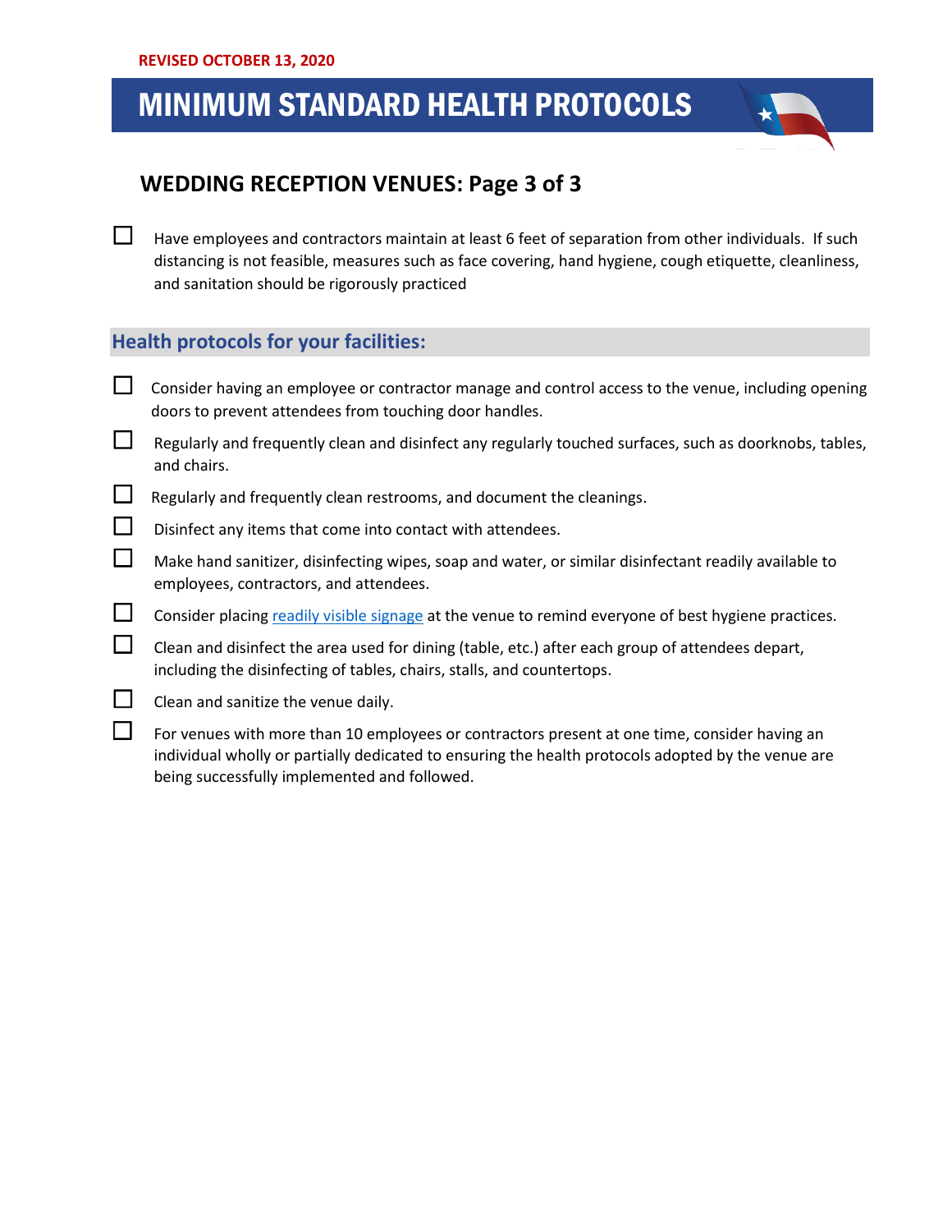REVISED OCTOBER 13, 2020

# MINIMUM STANDARD HEALTH PROTOCOLS

## WEDDING RECEPTION VENUES: Page 3 of 3

- ☐ Have employees and contractors maintain at least 6 feet of separation from other individuals. If such distancing is not feasible, measures such as face covering, hand hygiene, cough etiquette, cleanliness, and sanitation should be rigorously practiced

### Health protocols for your facilities:

- ☐ Consider having an employee or contractor manage and control access to the venue, including opening doors to prevent attendees from touching door handles.
- ☐ Regularly and frequently clean and disinfect any regularly touched surfaces, such as doorknobs, tables, and chairs.
- ☐ Regularly and frequently clean restrooms, and document the cleanings.
- ☐ Disinfect any items that come into contact with attendees.
- ☐ Make hand sanitizer, disinfecting wipes, soap and water, or similar disinfectant readily available to employees, contractors, and attendees.
- ☐ Consider placing readily visible signage at the venue to remind everyone of best hygiene practices.
- ☐ Clean and disinfect the area used for dining (table, etc.) after each group of attendees depart, including the disinfecting of tables, chairs, stalls, and countertops.
- ☐ Clean and sanitize the venue daily.
- ☐ For venues with more than 10 employees or contractors present at one time, consider having an individual wholly or partially dedicated to ensuring the health protocols adopted by the venue are being successfully implemented and followed.